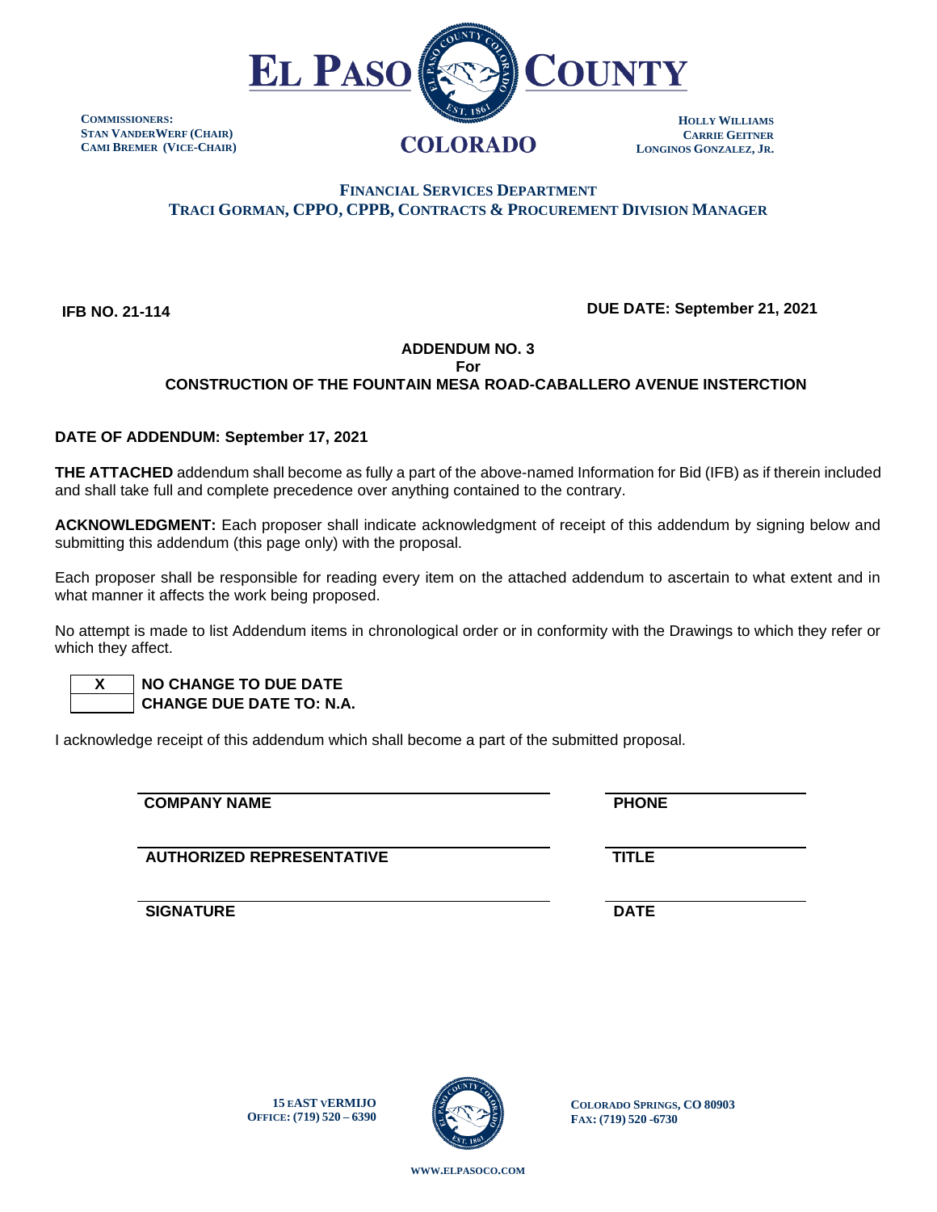# EL PASO COUNTY
## COLORADO

**COMMISSIONERS:**
**STAN VANDERWERF (CHAIR)**
**CAMI BREMER (VICE-CHAIR)**

**HOLLY WILLIAMS**
**CARRIE GEITNER**
**LONGINOS GONZALEZ, JR.**

**FINANCIAL SERVICES DEPARTMENT**
**TRACI GORMAN, CPPO, CPPB, CONTRACTS & PROCUREMENT DIVISION MANAGER**

**IFB NO. 21-114** **DUE DATE: September 21, 2021**

**ADDENDUM NO. 3**
**For**
**CONSTRUCTION OF THE FOUNTAIN MESA ROAD-CABALLERO AVENUE INSTERCTION**

**DATE OF ADDENDUM: September 17, 2021**

**THE ATTACHED** addendum shall become as fully a part of the above-named Information for Bid (IFB) as if therein included and shall take full and complete precedence over anything contained to the contrary.

**ACKNOWLEDGMENT:** Each proposer shall indicate acknowledgment of receipt of this addendum by signing below and submitting this addendum (this page only) with the proposal.

Each proposer shall be responsible for reading every item on the attached addendum to ascertain to what extent and in what manner it affects the work being proposed.

No attempt is made to list Addendum items in chronological order or in conformity with the Drawings to which they refer or which they affect.

| | |
|---|---|
| X | **NO CHANGE TO DUE DATE** |
| | **CHANGE DUE DATE TO: N.A.** |

I acknowledge receipt of this addendum which shall become a part of the submitted proposal.

| | |
|---|---|
| **COMPANY NAME** | **PHONE** |
| **AUTHORIZED REPRESENTATIVE** | **TITLE** |
| **SIGNATURE** | **DATE** |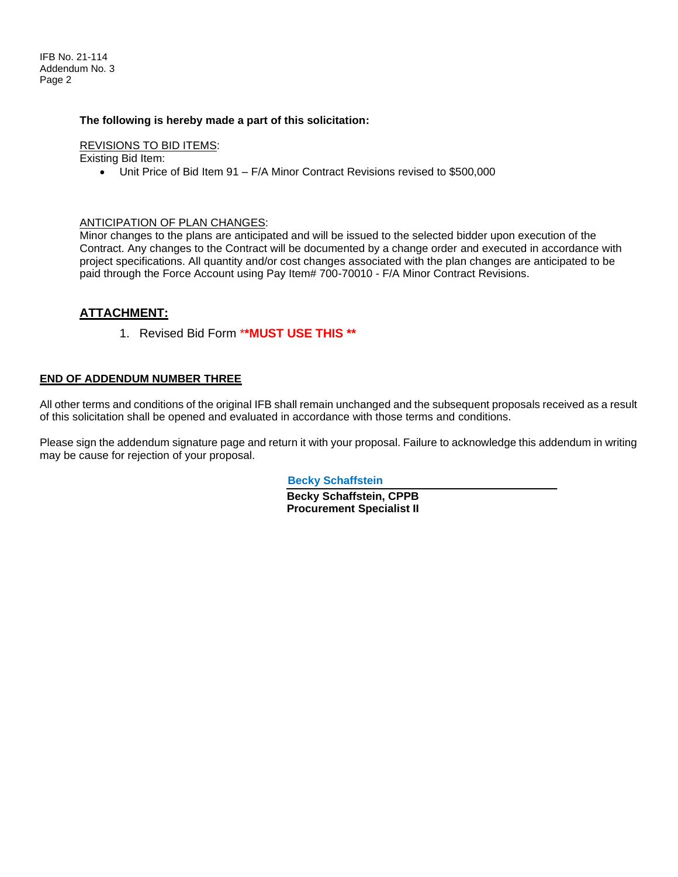**The following is hereby made a part of this solicitation:**

REVISIONS TO BID ITEMS:
Existing Bid Item:

- Unit Price of Bid Item 91 – F/A Minor Contract Revisions revised to $500,000

ANTICIPATION OF PLAN CHANGES:
Minor changes to the plans are anticipated and will be issued to the selected bidder upon execution of the Contract. Any changes to the Contract will be documented by a change order and executed in accordance with project specifications. All quantity and/or cost changes associated with the plan changes are anticipated to be paid through the Force Account using Pay Item# 700-70010 - F/A Minor Contract Revisions.

## ATTACHMENT:

1. Revised Bid Form ****MUST USE THIS ****

**END OF ADDENDUM NUMBER THREE**

All other terms and conditions of the original IFB shall remain unchanged and the subsequent proposals received as a result of this solicitation shall be opened and evaluated in accordance with those terms and conditions.

Please sign the addendum signature page and return it with your proposal. Failure to acknowledge this addendum in writing may be cause for rejection of your proposal.

Becky Schaffstein

**Becky Schaffstein, CPPB**
**Procurement Specialist II**